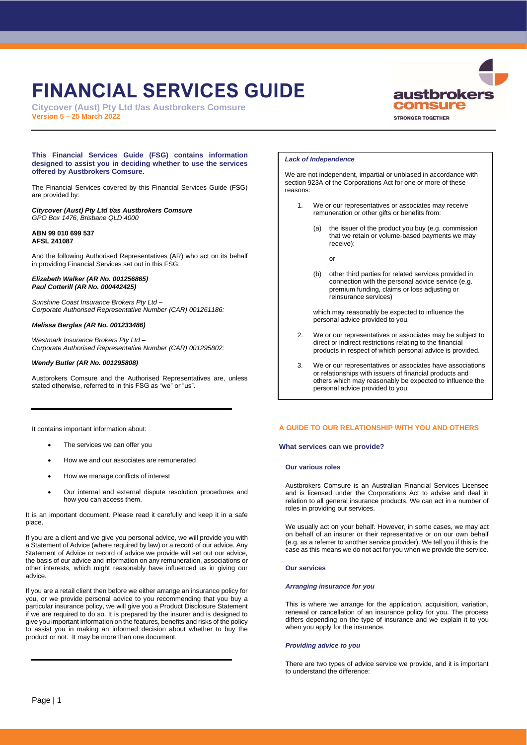# FINANCIAL SERVICES GUIDE

**Citycover (Aust) Pty Ltd t/as Austbrokers Comsure**
**Version 5 – 25 March 2022**

**This Financial Services Guide (FSG) contains information designed to assist you in deciding whether to use the services offered by Austbrokers Comsure.**

The Financial Services covered by this Financial Services Guide (FSG) are provided by:

***Citycover (Aust) Pty Ltd t/as Austbrokers Comsure***
*GPO Box 1476, Brisbane QLD 4000*

**ABN 99 010 699 537**
**AFSL 241087**

And the following Authorised Representatives (AR) who act on its behalf in providing Financial Services set out in this FSG:

***Elizabeth Walker (AR No. 001256865)***
***Paul Cotterill (AR No. 000442425)***

*Sunshine Coast Insurance Brokers Pty Ltd –*
*Corporate Authorised Representative Number (CAR) 001261186:*

***Melissa Berglas (AR No. 001233486)***

*Westmark Insurance Brokers Pty Ltd –*
*Corporate Authorised Representative Number (CAR) 001295802:*

***Wendy Butler (AR No. 001295808)***

Austbrokers Comsure and the Authorised Representatives are, unless stated otherwise, referred to in this FSG as "we" or "us".

It contains important information about:

- The services we can offer you
- How we and our associates are remunerated
- How we manage conflicts of interest
- Our internal and external dispute resolution procedures and how you can access them.

It is an important document. Please read it carefully and keep it in a safe place.

If you are a client and we give you personal advice, we will provide you with a Statement of Advice (where required by law) or a record of our advice. Any Statement of Advice or record of advice we provide will set out our advice, the basis of our advice and information on any remuneration, associations or other interests, which might reasonably have influenced us in giving our advice.

If you are a retail client then before we either arrange an insurance policy for you, or we provide personal advice to you recommending that you buy a particular insurance policy, we will give you a Product Disclosure Statement if we are required to do so. It is prepared by the insurer and is designed to give you important information on the features, benefits and risks of the policy to assist you in making an informed decision about whether to buy the product or not. It may be more than one document.

***Lack of Independence***

We are not independent, impartial or unbiased in accordance with section 923A of the Corporations Act for one or more of these reasons:

1. We or our representatives or associates may receive remuneration or other gifts or benefits from:

   (a) the issuer of the product you buy (e.g. commission that we retain or volume-based payments we may receive);

   or

   (b) other third parties for related services provided in connection with the personal advice service (e.g. premium funding, claims or loss adjusting or reinsurance services)

   which may reasonably be expected to influence the personal advice provided to you.

2. We or our representatives or associates may be subject to direct or indirect restrictions relating to the financial products in respect of which personal advice is provided.

3. We or our representatives or associates have associations or relationships with issuers of financial products and others which may reasonably be expected to influence the personal advice provided to you.

## A GUIDE TO OUR RELATIONSHIP WITH YOU AND OTHERS

### What services can we provide?

#### Our various roles

Austbrokers Comsure is an Australian Financial Services Licensee and is licensed under the Corporations Act to advise and deal in relation to all general insurance products. We can act in a number of roles in providing our services.

We usually act on your behalf. However, in some cases, we may act on behalf of an insurer or their representative or on our own behalf (e.g. as a referrer to another service provider). We tell you if this is the case as this means we do not act for you when we provide the service.

#### Our services

***Arranging insurance for you***

This is where we arrange for the application, acquisition, variation, renewal or cancellation of an insurance policy for you. The process differs depending on the type of insurance and we explain it to you when you apply for the insurance.

***Providing advice to you***

There are two types of advice service we provide, and it is important to understand the difference: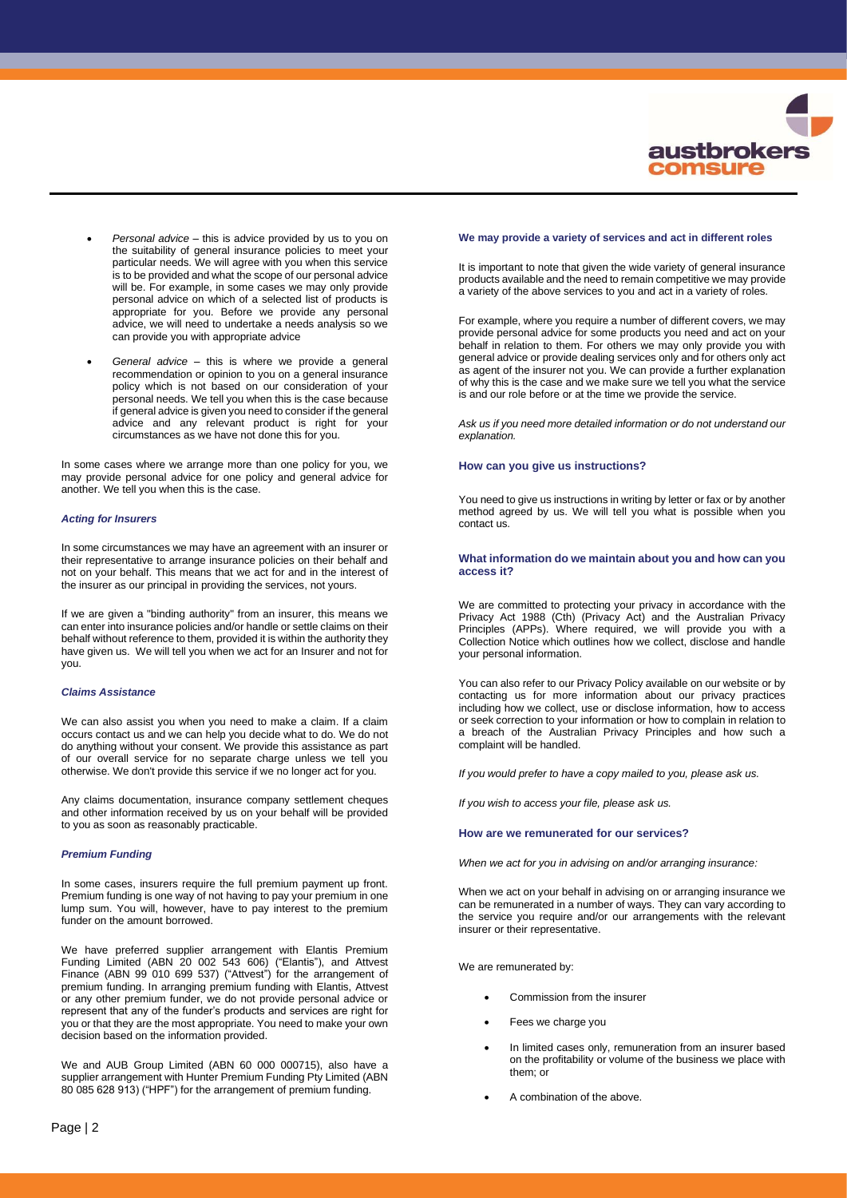- *Personal advice* – this is advice provided by us to you on the suitability of general insurance policies to meet your particular needs. We will agree with you when this service is to be provided and what the scope of our personal advice will be. For example, in some cases we may only provide personal advice on which of a selected list of products is appropriate for you. Before we provide any personal advice, we will need to undertake a needs analysis so we can provide you with appropriate advice
- *General advice* – this is where we provide a general recommendation or opinion to you on a general insurance policy which is not based on our consideration of your personal needs. We tell you when this is the case because if general advice is given you need to consider if the general advice and any relevant product is right for your circumstances as we have not done this for you.

In some cases where we arrange more than one policy for you, we may provide personal advice for one policy and general advice for another. We tell you when this is the case.

#### *Acting for Insurers*

In some circumstances we may have an agreement with an insurer or their representative to arrange insurance policies on their behalf and not on your behalf. This means that we act for and in the interest of the insurer as our principal in providing the services, not yours.

If we are given a "binding authority" from an insurer, this means we can enter into insurance policies and/or handle or settle claims on their behalf without reference to them, provided it is within the authority they have given us. We will tell you when we act for an Insurer and not for you.

#### *Claims Assistance*

We can also assist you when you need to make a claim. If a claim occurs contact us and we can help you decide what to do. We do not do anything without your consent. We provide this assistance as part of our overall service for no separate charge unless we tell you otherwise. We don't provide this service if we no longer act for you.

Any claims documentation, insurance company settlement cheques and other information received by us on your behalf will be provided to you as soon as reasonably practicable.

#### *Premium Funding*

In some cases, insurers require the full premium payment up front. Premium funding is one way of not having to pay your premium in one lump sum. You will, however, have to pay interest to the premium funder on the amount borrowed.

We have preferred supplier arrangement with Elantis Premium Funding Limited (ABN 20 002 543 606) ("Elantis"), and Attvest Finance (ABN 99 010 699 537) ("Attvest") for the arrangement of premium funding. In arranging premium funding with Elantis, Attvest or any other premium funder, we do not provide personal advice or represent that any of the funder's products and services are right for you or that they are the most appropriate. You need to make your own decision based on the information provided.

We and AUB Group Limited (ABN 60 000 000715), also have a supplier arrangement with Hunter Premium Funding Pty Limited (ABN 80 085 628 913) ("HPF") for the arrangement of premium funding.

#### We may provide a variety of services and act in different roles

It is important to note that given the wide variety of general insurance products available and the need to remain competitive we may provide a variety of the above services to you and act in a variety of roles.

For example, where you require a number of different covers, we may provide personal advice for some products you need and act on your behalf in relation to them. For others we may only provide you with general advice or provide dealing services only and for others only act as agent of the insurer not you. We can provide a further explanation of why this is the case and we make sure we tell you what the service is and our role before or at the time we provide the service.

*Ask us if you need more detailed information or do not understand our explanation.*

### How can you give us instructions?

You need to give us instructions in writing by letter or fax or by another method agreed by us. We will tell you what is possible when you contact us.

### What information do we maintain about you and how can you access it?

We are committed to protecting your privacy in accordance with the Privacy Act 1988 (Cth) (Privacy Act) and the Australian Privacy Principles (APPs). Where required, we will provide you with a Collection Notice which outlines how we collect, disclose and handle your personal information.

You can also refer to our Privacy Policy available on our website or by contacting us for more information about our privacy practices including how we collect, use or disclose information, how to access or seek correction to your information or how to complain in relation to a breach of the Australian Privacy Principles and how such a complaint will be handled.

*If you would prefer to have a copy mailed to you, please ask us.*

*If you wish to access your file, please ask us.*

### How are we remunerated for our services?

*When we act for you in advising on and/or arranging insurance:*

When we act on your behalf in advising on or arranging insurance we can be remunerated in a number of ways. They can vary according to the service you require and/or our arrangements with the relevant insurer or their representative.

We are remunerated by:

- Commission from the insurer
- Fees we charge you
- In limited cases only, remuneration from an insurer based on the profitability or volume of the business we place with them; or
- A combination of the above.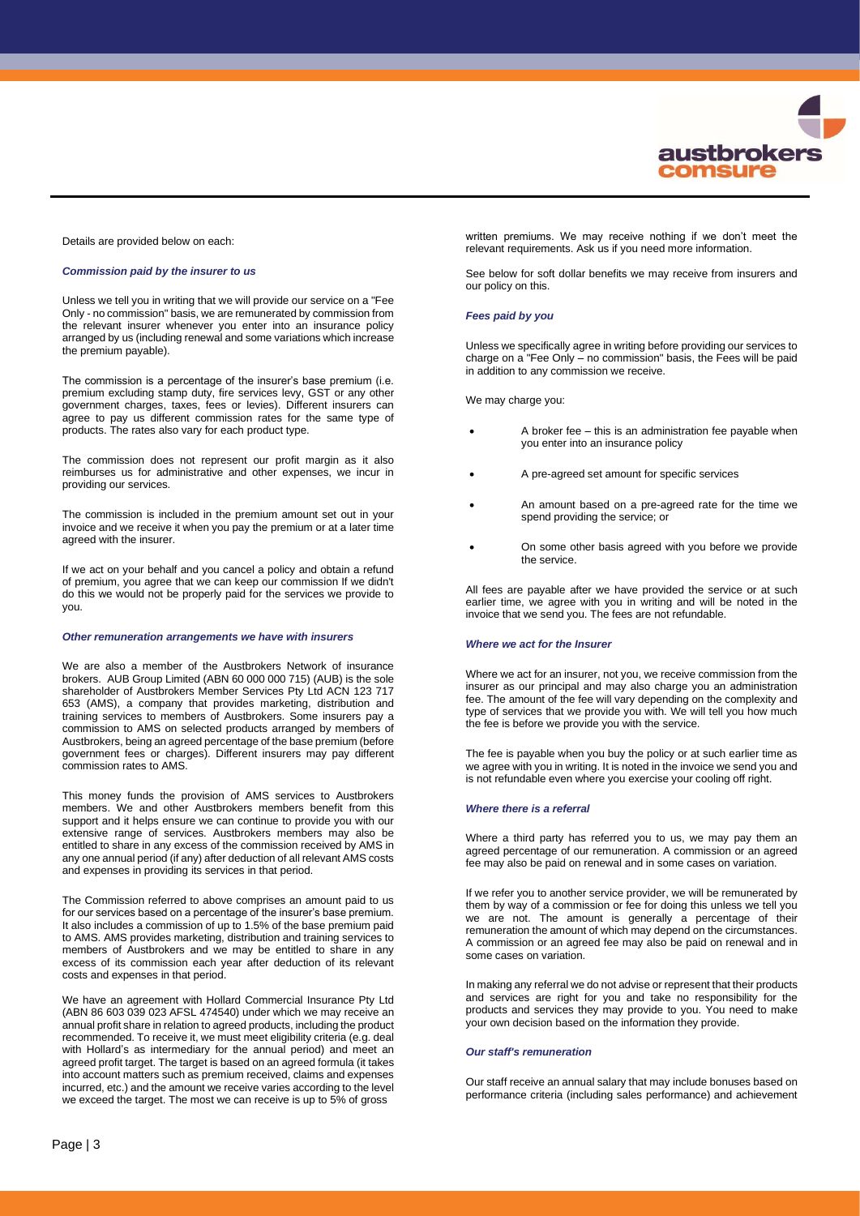Details are provided below on each:

### *Commission paid by the insurer to us*

Unless we tell you in writing that we will provide our service on a "Fee Only - no commission" basis, we are remunerated by commission from the relevant insurer whenever you enter into an insurance policy arranged by us (including renewal and some variations which increase the premium payable).

The commission is a percentage of the insurer's base premium (i.e. premium excluding stamp duty, fire services levy, GST or any other government charges, taxes, fees or levies). Different insurers can agree to pay us different commission rates for the same type of products. The rates also vary for each product type.

The commission does not represent our profit margin as it also reimburses us for administrative and other expenses, we incur in providing our services.

The commission is included in the premium amount set out in your invoice and we receive it when you pay the premium or at a later time agreed with the insurer.

If we act on your behalf and you cancel a policy and obtain a refund of premium, you agree that we can keep our commission If we didn't do this we would not be properly paid for the services we provide to you.

### *Other remuneration arrangements we have with insurers*

We are also a member of the Austbrokers Network of insurance brokers. AUB Group Limited (ABN 60 000 000 715) (AUB) is the sole shareholder of Austbrokers Member Services Pty Ltd ACN 123 717 653 (AMS), a company that provides marketing, distribution and training services to members of Austbrokers. Some insurers pay a commission to AMS on selected products arranged by members of Austbrokers, being an agreed percentage of the base premium (before government fees or charges). Different insurers may pay different commission rates to AMS.

This money funds the provision of AMS services to Austbrokers members. We and other Austbrokers members benefit from this support and it helps ensure we can continue to provide you with our extensive range of services. Austbrokers members may also be entitled to share in any excess of the commission received by AMS in any one annual period (if any) after deduction of all relevant AMS costs and expenses in providing its services in that period.

The Commission referred to above comprises an amount paid to us for our services based on a percentage of the insurer's base premium. It also includes a commission of up to 1.5% of the base premium paid to AMS. AMS provides marketing, distribution and training services to members of Austbrokers and we may be entitled to share in any excess of its commission each year after deduction of its relevant costs and expenses in that period.

We have an agreement with Hollard Commercial Insurance Pty Ltd (ABN 86 603 039 023 AFSL 474540) under which we may receive an annual profit share in relation to agreed products, including the product recommended. To receive it, we must meet eligibility criteria (e.g. deal with Hollard's as intermediary for the annual period) and meet an agreed profit target. The target is based on an agreed formula (it takes into account matters such as premium received, claims and expenses incurred, etc.) and the amount we receive varies according to the level we exceed the target. The most we can receive is up to 5% of gross written premiums. We may receive nothing if we don't meet the relevant requirements. Ask us if you need more information.

See below for soft dollar benefits we may receive from insurers and our policy on this.

### *Fees paid by you*

Unless we specifically agree in writing before providing our services to charge on a "Fee Only – no commission" basis, the Fees will be paid in addition to any commission we receive.

We may charge you:

- A broker fee – this is an administration fee payable when you enter into an insurance policy
- A pre-agreed set amount for specific services
- An amount based on a pre-agreed rate for the time we spend providing the service; or
- On some other basis agreed with you before we provide the service.

All fees are payable after we have provided the service or at such earlier time, we agree with you in writing and will be noted in the invoice that we send you. The fees are not refundable.

### *Where we act for the Insurer*

Where we act for an insurer, not you, we receive commission from the insurer as our principal and may also charge you an administration fee. The amount of the fee will vary depending on the complexity and type of services that we provide you with. We will tell you how much the fee is before we provide you with the service.

The fee is payable when you buy the policy or at such earlier time as we agree with you in writing. It is noted in the invoice we send you and is not refundable even where you exercise your cooling off right.

### *Where there is a referral*

Where a third party has referred you to us, we may pay them an agreed percentage of our remuneration. A commission or an agreed fee may also be paid on renewal and in some cases on variation.

If we refer you to another service provider, we will be remunerated by them by way of a commission or fee for doing this unless we tell you we are not. The amount is generally a percentage of their remuneration the amount of which may depend on the circumstances. A commission or an agreed fee may also be paid on renewal and in some cases on variation.

In making any referral we do not advise or represent that their products and services are right for you and take no responsibility for the products and services they may provide to you. You need to make your own decision based on the information they provide.

### *Our staff's remuneration*

Our staff receive an annual salary that may include bonuses based on performance criteria (including sales performance) and achievement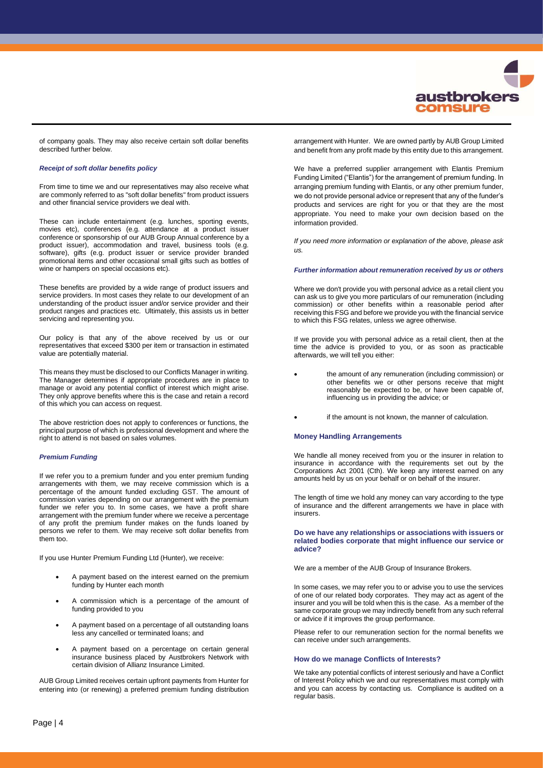of company goals. They may also receive certain soft dollar benefits described further below.

### *Receipt of soft dollar benefits policy*

From time to time we and our representatives may also receive what are commonly referred to as "soft dollar benefits" from product issuers and other financial service providers we deal with.

These can include entertainment (e.g. lunches, sporting events, movies etc), conferences (e.g. attendance at a product issuer conference or sponsorship of our AUB Group Annual conference by a product issuer), accommodation and travel, business tools (e.g. software), gifts (e.g. product issuer or service provider branded promotional items and other occasional small gifts such as bottles of wine or hampers on special occasions etc).

These benefits are provided by a wide range of product issuers and service providers. In most cases they relate to our development of an understanding of the product issuer and/or service provider and their product ranges and practices etc. Ultimately, this assists us in better servicing and representing you.

Our policy is that any of the above received by us or our representatives that exceed $300 per item or transaction in estimated value are potentially material.

This means they must be disclosed to our Conflicts Manager in writing. The Manager determines if appropriate procedures are in place to manage or avoid any potential conflict of interest which might arise. They only approve benefits where this is the case and retain a record of this which you can access on request.

The above restriction does not apply to conferences or functions, the principal purpose of which is professional development and where the right to attend is not based on sales volumes.

### *Premium Funding*

If we refer you to a premium funder and you enter premium funding arrangements with them, we may receive commission which is a percentage of the amount funded excluding GST. The amount of commission varies depending on our arrangement with the premium funder we refer you to. In some cases, we have a profit share arrangement with the premium funder where we receive a percentage of any profit the premium funder makes on the funds loaned by persons we refer to them. We may receive soft dollar benefits from them too.

If you use Hunter Premium Funding Ltd (Hunter), we receive:

- A payment based on the interest earned on the premium funding by Hunter each month
- A commission which is a percentage of the amount of funding provided to you
- A payment based on a percentage of all outstanding loans less any cancelled or terminated loans; and
- A payment based on a percentage on certain general insurance business placed by Austbrokers Network with certain division of Allianz Insurance Limited.

AUB Group Limited receives certain upfront payments from Hunter for entering into (or renewing) a preferred premium funding distribution arrangement with Hunter. We are owned partly by AUB Group Limited and benefit from any profit made by this entity due to this arrangement.

We have a preferred supplier arrangement with Elantis Premium Funding Limited ("Elantis") for the arrangement of premium funding. In arranging premium funding with Elantis, or any other premium funder, we do not provide personal advice or represent that any of the funder's products and services are right for you or that they are the most appropriate. You need to make your own decision based on the information provided.

*If you need more information or explanation of the above, please ask us.*

### *Further information about remuneration received by us or others*

Where we don't provide you with personal advice as a retail client you can ask us to give you more particulars of our remuneration (including commission) or other benefits within a reasonable period after receiving this FSG and before we provide you with the financial service to which this FSG relates, unless we agree otherwise.

If we provide you with personal advice as a retail client, then at the time the advice is provided to you, or as soon as practicable afterwards, we will tell you either:

- the amount of any remuneration (including commission) or other benefits we or other persons receive that might reasonably be expected to be, or have been capable of, influencing us in providing the advice; or
- if the amount is not known, the manner of calculation.

## Money Handling Arrangements

We handle all money received from you or the insurer in relation to insurance in accordance with the requirements set out by the Corporations Act 2001 (Cth). We keep any interest earned on any amounts held by us on your behalf or on behalf of the insurer.

The length of time we hold any money can vary according to the type of insurance and the different arrangements we have in place with insurers.

## Do we have any relationships or associations with issuers or related bodies corporate that might influence our service or advice?

We are a member of the AUB Group of Insurance Brokers.

In some cases, we may refer you to or advise you to use the services of one of our related body corporates. They may act as agent of the insurer and you will be told when this is the case. As a member of the same corporate group we may indirectly benefit from any such referral or advice if it improves the group performance.

Please refer to our remuneration section for the normal benefits we can receive under such arrangements.

## How do we manage Conflicts of Interests?

We take any potential conflicts of interest seriously and have a Conflict of Interest Policy which we and our representatives must comply with and you can access by contacting us. Compliance is audited on a regular basis.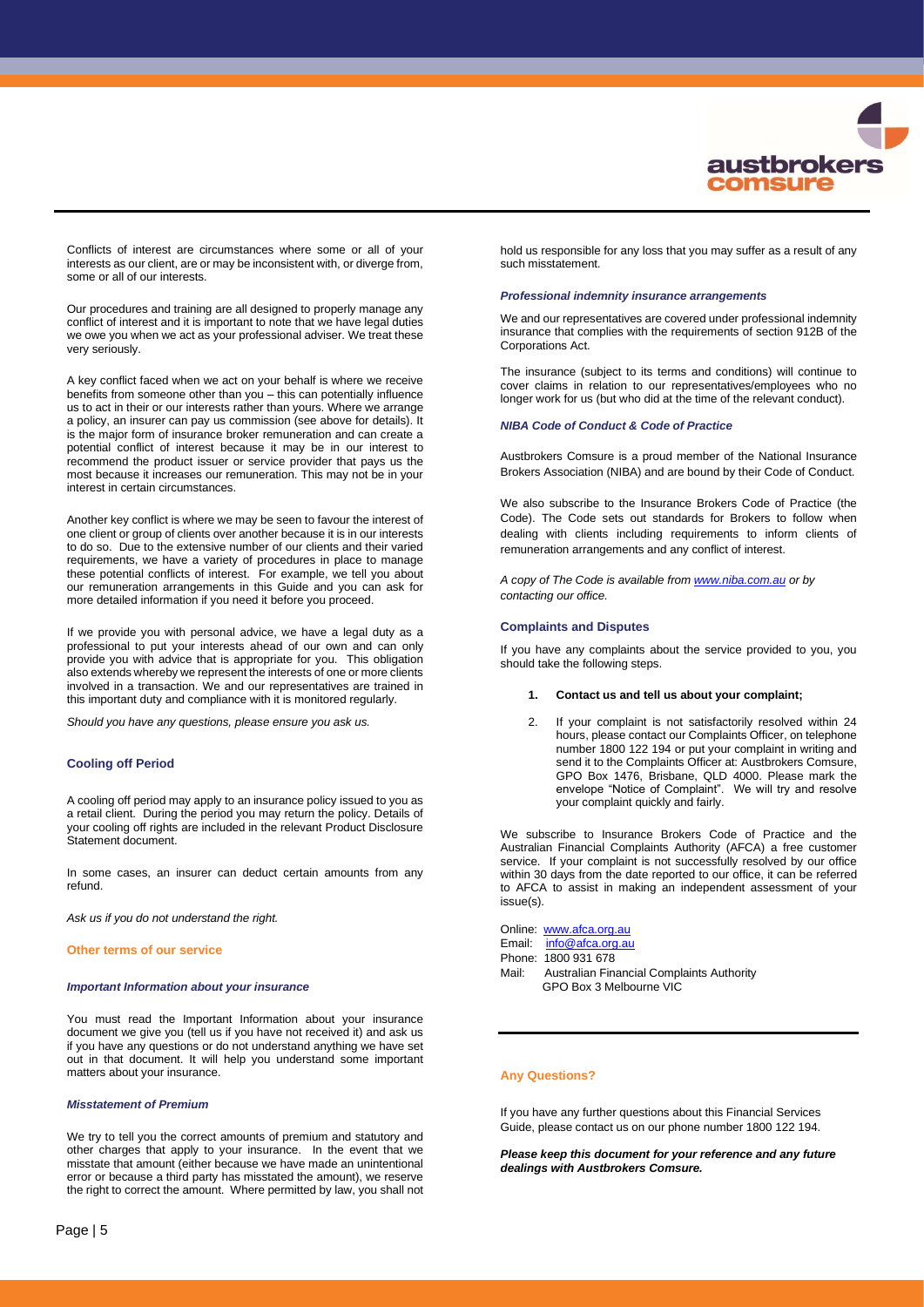Conflicts of interest are circumstances where some or all of your interests as our client, are or may be inconsistent with, or diverge from, some or all of our interests.

Our procedures and training are all designed to properly manage any conflict of interest and it is important to note that we have legal duties we owe you when we act as your professional adviser. We treat these very seriously.

A key conflict faced when we act on your behalf is where we receive benefits from someone other than you – this can potentially influence us to act in their or our interests rather than yours. Where we arrange a policy, an insurer can pay us commission (see above for details). It is the major form of insurance broker remuneration and can create a potential conflict of interest because it may be in our interest to recommend the product issuer or service provider that pays us the most because it increases our remuneration. This may not be in your interest in certain circumstances.

Another key conflict is where we may be seen to favour the interest of one client or group of clients over another because it is in our interests to do so. Due to the extensive number of our clients and their varied requirements, we have a variety of procedures in place to manage these potential conflicts of interest. For example, we tell you about our remuneration arrangements in this Guide and you can ask for more detailed information if you need it before you proceed.

If we provide you with personal advice, we have a legal duty as a professional to put your interests ahead of our own and can only provide you with advice that is appropriate for you. This obligation also extends whereby we represent the interests of one or more clients involved in a transaction. We and our representatives are trained in this important duty and compliance with it is monitored regularly.

*Should you have any questions, please ensure you ask us.*

## Cooling off Period

A cooling off period may apply to an insurance policy issued to you as a retail client. During the period you may return the policy. Details of your cooling off rights are included in the relevant Product Disclosure Statement document.

In some cases, an insurer can deduct certain amounts from any refund.

*Ask us if you do not understand the right.*

## Other terms of our service

### *Important Information about your insurance*

You must read the Important Information about your insurance document we give you (tell us if you have not received it) and ask us if you have any questions or do not understand anything we have set out in that document. It will help you understand some important matters about your insurance.

### *Misstatement of Premium*

We try to tell you the correct amounts of premium and statutory and other charges that apply to your insurance. In the event that we misstate that amount (either because we have made an unintentional error or because a third party has misstated the amount), we reserve the right to correct the amount. Where permitted by law, you shall not hold us responsible for any loss that you may suffer as a result of any such misstatement.

### *Professional indemnity insurance arrangements*

We and our representatives are covered under professional indemnity insurance that complies with the requirements of section 912B of the Corporations Act.

The insurance (subject to its terms and conditions) will continue to cover claims in relation to our representatives/employees who no longer work for us (but who did at the time of the relevant conduct).

### *NIBA Code of Conduct & Code of Practice*

Austbrokers Comsure is a proud member of the National Insurance Brokers Association (NIBA) and are bound by their Code of Conduct.

We also subscribe to the Insurance Brokers Code of Practice (the Code). The Code sets out standards for Brokers to follow when dealing with clients including requirements to inform clients of remuneration arrangements and any conflict of interest.

*A copy of The Code is available from www.niba.com.au or by contacting our office.*

## Complaints and Disputes

If you have any complaints about the service provided to you, you should take the following steps.

1. **Contact us and tell us about your complaint;**
2. If your complaint is not satisfactorily resolved within 24 hours, please contact our Complaints Officer, on telephone number 1800 122 194 or put your complaint in writing and send it to the Complaints Officer at: Austbrokers Comsure, GPO Box 1476, Brisbane, QLD 4000. Please mark the envelope "Notice of Complaint". We will try and resolve your complaint quickly and fairly.

We subscribe to Insurance Brokers Code of Practice and the Australian Financial Complaints Authority (AFCA) a free customer service. If your complaint is not successfully resolved by our office within 30 days from the date reported to our office, it can be referred to AFCA to assist in making an independent assessment of your issue(s).

Online: www.afca.org.au
Email: info@afca.org.au
Phone: 1800 931 678
Mail: Australian Financial Complaints Authority
GPO Box 3 Melbourne VIC

## Any Questions?

If you have any further questions about this Financial Services Guide, please contact us on our phone number 1800 122 194.

***Please keep this document for your reference and any future dealings with Austbrokers Comsure.***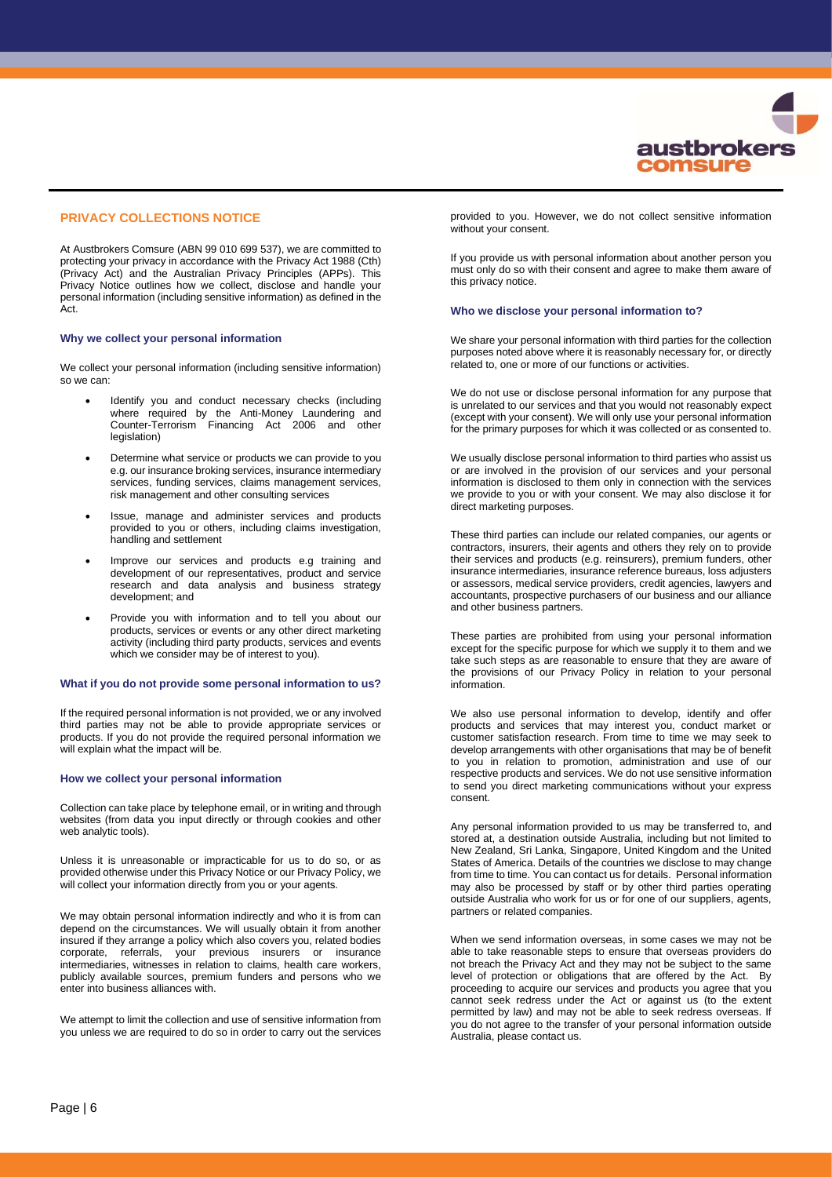## PRIVACY COLLECTIONS NOTICE

At Austbrokers Comsure (ABN 99 010 699 537), we are committed to protecting your privacy in accordance with the Privacy Act 1988 (Cth) (Privacy Act) and the Australian Privacy Principles (APPs). This Privacy Notice outlines how we collect, disclose and handle your personal information (including sensitive information) as defined in the Act.

### Why we collect your personal information

We collect your personal information (including sensitive information) so we can:

- Identify you and conduct necessary checks (including where required by the Anti-Money Laundering and Counter-Terrorism Financing Act 2006 and other legislation)
- Determine what service or products we can provide to you e.g. our insurance broking services, insurance intermediary services, funding services, claims management services, risk management and other consulting services
- Issue, manage and administer services and products provided to you or others, including claims investigation, handling and settlement
- Improve our services and products e.g training and development of our representatives, product and service research and data analysis and business strategy development; and
- Provide you with information and to tell you about our products, services or events or any other direct marketing activity (including third party products, services and events which we consider may be of interest to you).

### What if you do not provide some personal information to us?

If the required personal information is not provided, we or any involved third parties may not be able to provide appropriate services or products. If you do not provide the required personal information we will explain what the impact will be.

### How we collect your personal information

Collection can take place by telephone email, or in writing and through websites (from data you input directly or through cookies and other web analytic tools).

Unless it is unreasonable or impracticable for us to do so, or as provided otherwise under this Privacy Notice or our Privacy Policy, we will collect your information directly from you or your agents.

We may obtain personal information indirectly and who it is from can depend on the circumstances. We will usually obtain it from another insured if they arrange a policy which also covers you, related bodies corporate, referrals, your previous insurers or insurance intermediaries, witnesses in relation to claims, health care workers, publicly available sources, premium funders and persons who we enter into business alliances with.

We attempt to limit the collection and use of sensitive information from you unless we are required to do so in order to carry out the services provided to you. However, we do not collect sensitive information without your consent.

If you provide us with personal information about another person you must only do so with their consent and agree to make them aware of this privacy notice.

### Who we disclose your personal information to?

We share your personal information with third parties for the collection purposes noted above where it is reasonably necessary for, or directly related to, one or more of our functions or activities.

We do not use or disclose personal information for any purpose that is unrelated to our services and that you would not reasonably expect (except with your consent). We will only use your personal information for the primary purposes for which it was collected or as consented to.

We usually disclose personal information to third parties who assist us or are involved in the provision of our services and your personal information is disclosed to them only in connection with the services we provide to you or with your consent. We may also disclose it for direct marketing purposes.

These third parties can include our related companies, our agents or contractors, insurers, their agents and others they rely on to provide their services and products (e.g. reinsurers), premium funders, other insurance intermediaries, insurance reference bureaus, loss adjusters or assessors, medical service providers, credit agencies, lawyers and accountants, prospective purchasers of our business and our alliance and other business partners.

These parties are prohibited from using your personal information except for the specific purpose for which we supply it to them and we take such steps as are reasonable to ensure that they are aware of the provisions of our Privacy Policy in relation to your personal information.

We also use personal information to develop, identify and offer products and services that may interest you, conduct market or customer satisfaction research. From time to time we may seek to develop arrangements with other organisations that may be of benefit to you in relation to promotion, administration and use of our respective products and services. We do not use sensitive information to send you direct marketing communications without your express consent.

Any personal information provided to us may be transferred to, and stored at, a destination outside Australia, including but not limited to New Zealand, Sri Lanka, Singapore, United Kingdom and the United States of America. Details of the countries we disclose to may change from time to time. You can contact us for details. Personal information may also be processed by staff or by other third parties operating outside Australia who work for us or for one of our suppliers, agents, partners or related companies.

When we send information overseas, in some cases we may not be able to take reasonable steps to ensure that overseas providers do not breach the Privacy Act and they may not be subject to the same level of protection or obligations that are offered by the Act. By proceeding to acquire our services and products you agree that you cannot seek redress under the Act or against us (to the extent permitted by law) and may not be able to seek redress overseas. If you do not agree to the transfer of your personal information outside Australia, please contact us.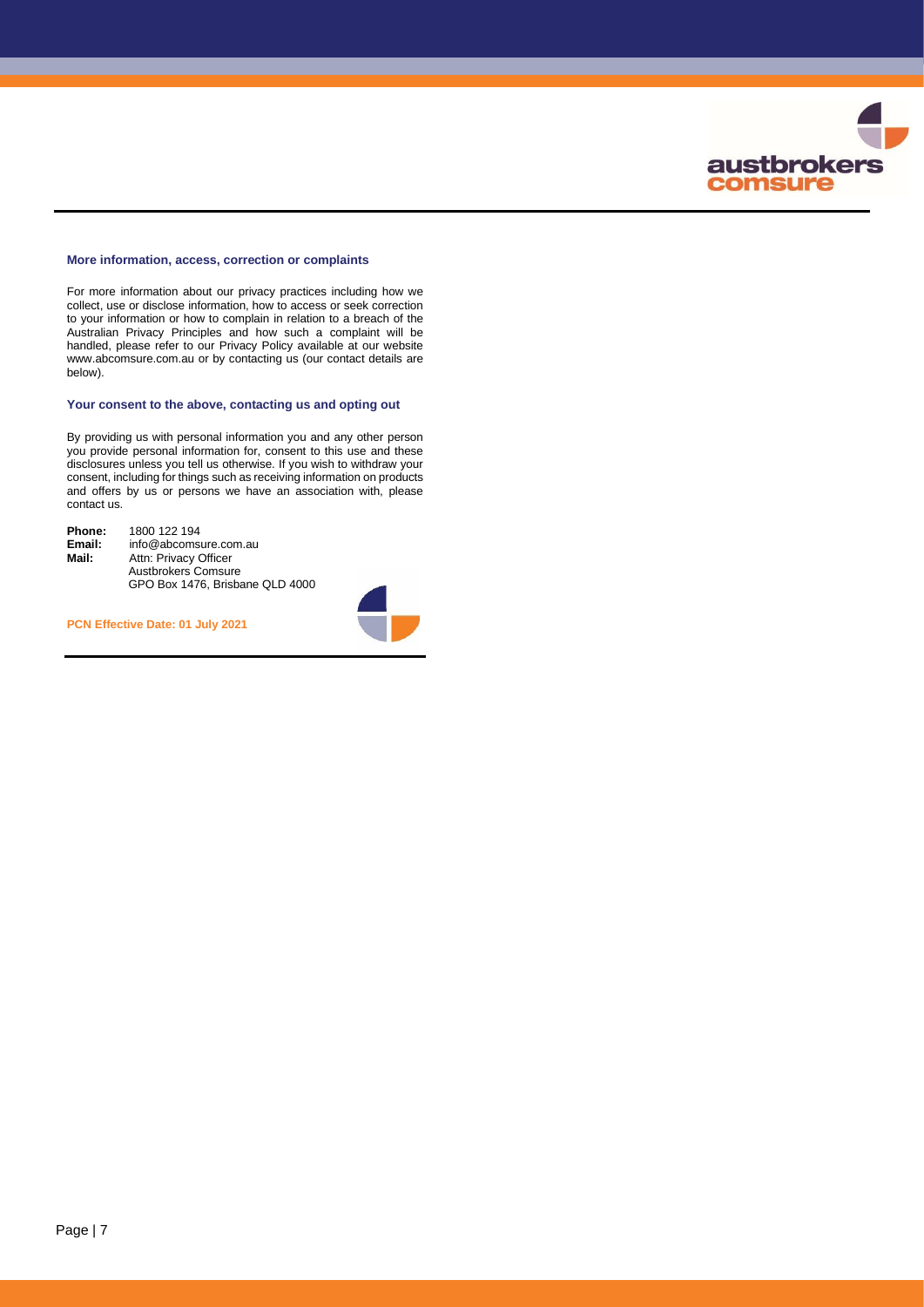## More information, access, correction or complaints

For more information about our privacy practices including how we collect, use or disclose information, how to access or seek correction to your information or how to complain in relation to a breach of the Australian Privacy Principles and how such a complaint will be handled, please refer to our Privacy Policy available at our website www.abcomsure.com.au or by contacting us (our contact details are below).

## Your consent to the above, contacting us and opting out

By providing us with personal information you and any other person you provide personal information for, consent to this use and these disclosures unless you tell us otherwise. If you wish to withdraw your consent, including for things such as receiving information on products and offers by us or persons we have an association with, please contact us.

**Phone:** 1800 122 194
**Email:** info@abcomsure.com.au
**Mail:** Attn: Privacy Officer
Austbrokers Comsure
GPO Box 1476, Brisbane QLD 4000

**PCN Effective Date: 01 July 2021**